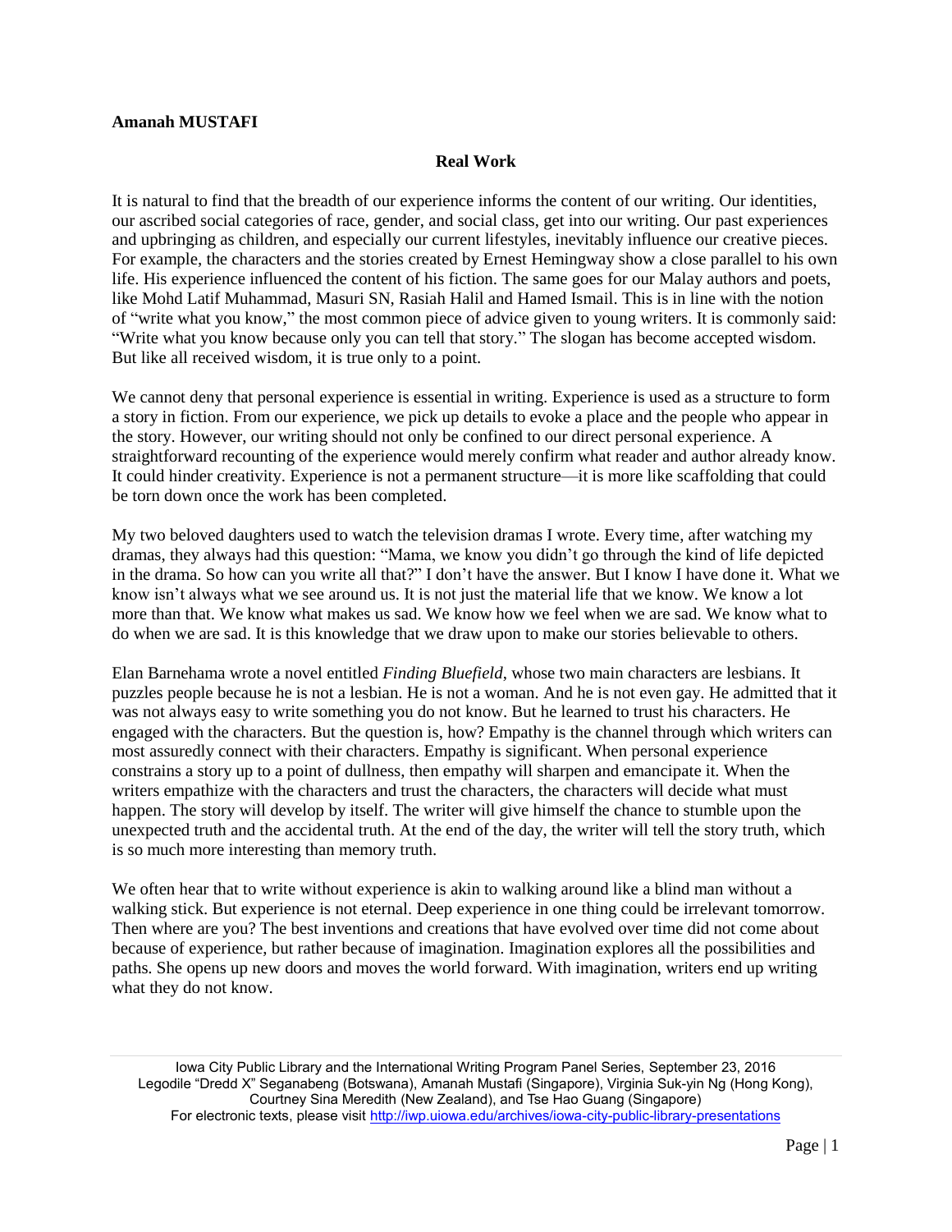**Amanah MUSTAFI**

## Real Work

It is natural to find that the breadth of our experience informs the content of our writing. Our identities, our ascribed social categories of race, gender, and social class, get into our writing. Our past experiences and upbringing as children, and especially our current lifestyles, inevitably influence our creative pieces. For example, the characters and the stories created by Ernest Hemingway show a close parallel to his own life. His experience influenced the content of his fiction. The same goes for our Malay authors and poets, like Mohd Latif Muhammad, Masuri SN, Rasiah Halil and Hamed Ismail. This is in line with the notion of "write what you know," the most common piece of advice given to young writers. It is commonly said: "Write what you know because only you can tell that story." The slogan has become accepted wisdom. But like all received wisdom, it is true only to a point.

We cannot deny that personal experience is essential in writing. Experience is used as a structure to form a story in fiction. From our experience, we pick up details to evoke a place and the people who appear in the story. However, our writing should not only be confined to our direct personal experience. A straightforward recounting of the experience would merely confirm what reader and author already know. It could hinder creativity. Experience is not a permanent structure—it is more like scaffolding that could be torn down once the work has been completed.

My two beloved daughters used to watch the television dramas I wrote. Every time, after watching my dramas, they always had this question: "Mama, we know you didn't go through the kind of life depicted in the drama. So how can you write all that?" I don't have the answer. But I know I have done it. What we know isn't always what we see around us. It is not just the material life that we know. We know a lot more than that. We know what makes us sad. We know how we feel when we are sad. We know what to do when we are sad. It is this knowledge that we draw upon to make our stories believable to others.

Elan Barnehama wrote a novel entitled *Finding Bluefield*, whose two main characters are lesbians. It puzzles people because he is not a lesbian. He is not a woman. And he is not even gay. He admitted that it was not always easy to write something you do not know. But he learned to trust his characters. He engaged with the characters. But the question is, how? Empathy is the channel through which writers can most assuredly connect with their characters. Empathy is significant. When personal experience constrains a story up to a point of dullness, then empathy will sharpen and emancipate it. When the writers empathize with the characters and trust the characters, the characters will decide what must happen. The story will develop by itself. The writer will give himself the chance to stumble upon the unexpected truth and the accidental truth. At the end of the day, the writer will tell the story truth, which is so much more interesting than memory truth.

We often hear that to write without experience is akin to walking around like a blind man without a walking stick. But experience is not eternal. Deep experience in one thing could be irrelevant tomorrow. Then where are you? The best inventions and creations that have evolved over time did not come about because of experience, but rather because of imagination. Imagination explores all the possibilities and paths. She opens up new doors and moves the world forward. With imagination, writers end up writing what they do not know.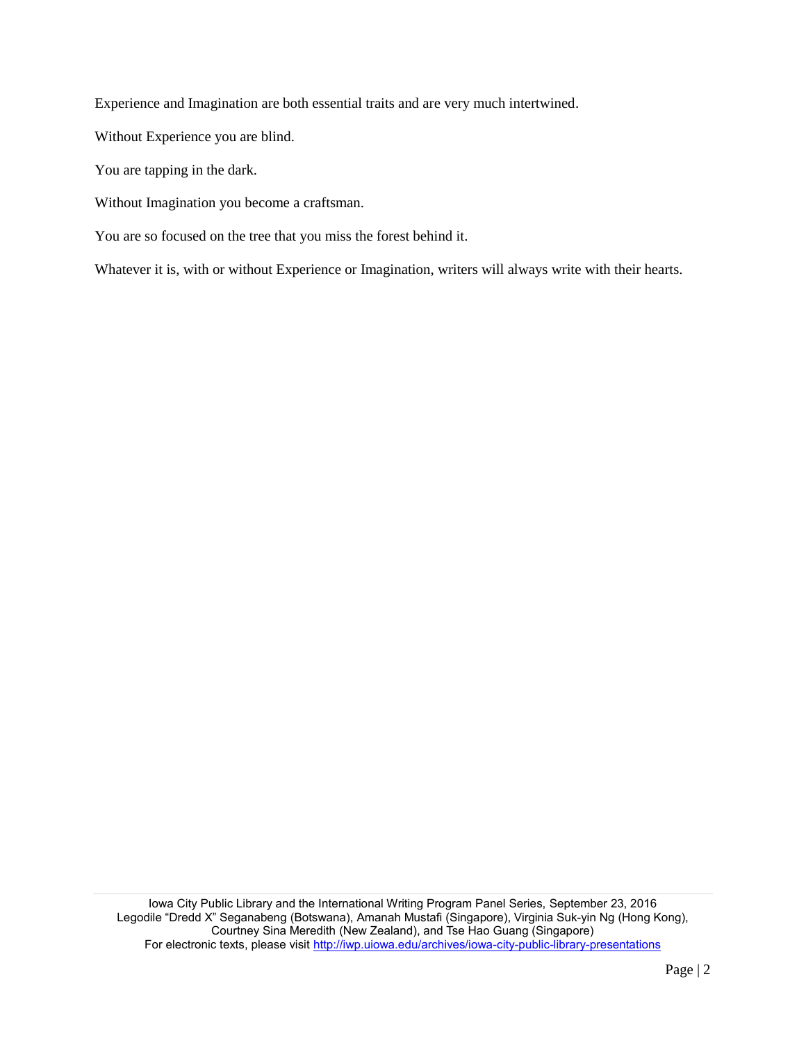Experience and Imagination are both essential traits and are very much intertwined.

Without Experience you are blind.

You are tapping in the dark.

Without Imagination you become a craftsman.

You are so focused on the tree that you miss the forest behind it.

Whatever it is, with or without Experience or Imagination, writers will always write with their hearts.